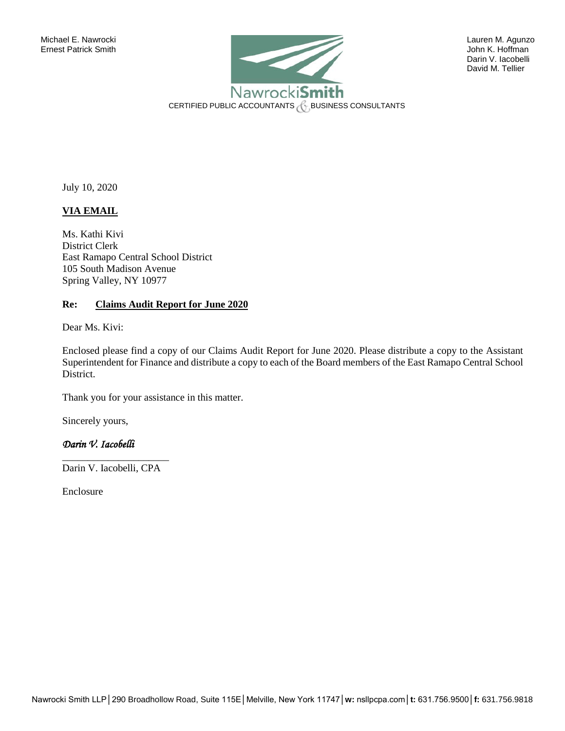Michael E. Nawrocki
Ernest Patrick Smith

Lauren M. Agunzo
John K. Hoffman
Darin V. Iacobelli
David M. Tellier

NawrockiSmith
CERTIFIED PUBLIC ACCOUNTANTS & BUSINESS CONSULTANTS

July 10, 2020

**VIA EMAIL**

Ms. Kathi Kivi
District Clerk
East Ramapo Central School District
105 South Madison Avenue
Spring Valley, NY 10977

**Re: Claims Audit Report for June 2020**

Dear Ms. Kivi:

Enclosed please find a copy of our Claims Audit Report for June 2020. Please distribute a copy to the Assistant Superintendent for Finance and distribute a copy to each of the Board members of the East Ramapo Central School District.

Thank you for your assistance in this matter.

Sincerely yours,

*Darin V. Iacobelli*

Darin V. Iacobelli, CPA

Enclosure

Nawrocki Smith LLP | 290 Broadhollow Road, Suite 115E | Melville, New York 11747 | **w:** nsllpcpa.com | **t:** 631.756.9500 | **f:** 631.756.9818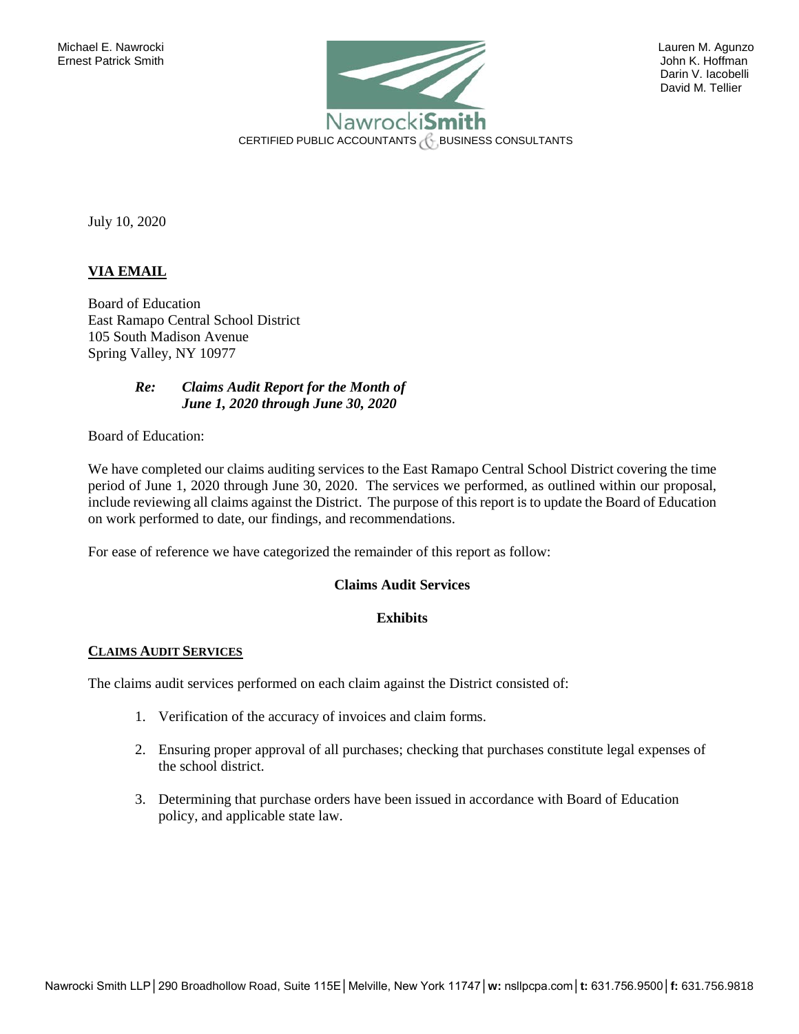Michael E. Nawrocki
Ernest Patrick Smith

Lauren M. Agunzo
John K. Hoffman
Darin V. Iacobelli
David M. Tellier

NawrockiSmith
CERTIFIED PUBLIC ACCOUNTANTS & BUSINESS CONSULTANTS

July 10, 2020

**VIA EMAIL**

Board of Education
East Ramapo Central School District
105 South Madison Avenue
Spring Valley, NY 10977

***Re: Claims Audit Report for the Month of June 1, 2020 through June 30, 2020***

Board of Education:

We have completed our claims auditing services to the East Ramapo Central School District covering the time period of June 1, 2020 through June 30, 2020. The services we performed, as outlined within our proposal, include reviewing all claims against the District. The purpose of this report is to update the Board of Education on work performed to date, our findings, and recommendations.

For ease of reference we have categorized the remainder of this report as follow:

**Claims Audit Services**

**Exhibits**

## CLAIMS AUDIT SERVICES

The claims audit services performed on each claim against the District consisted of:

1. Verification of the accuracy of invoices and claim forms.
2. Ensuring proper approval of all purchases; checking that purchases constitute legal expenses of the school district.
3. Determining that purchase orders have been issued in accordance with Board of Education policy, and applicable state law.

Nawrocki Smith LLP | 290 Broadhollow Road, Suite 115E | Melville, New York 11747 | w: nsllpcpa.com | t: 631.756.9500 | f: 631.756.9818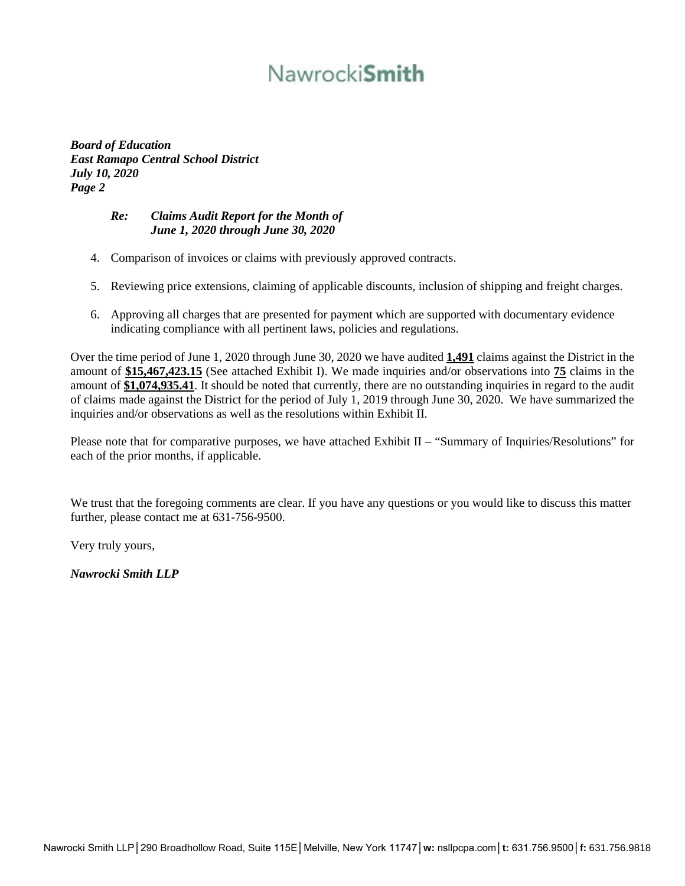*Board of Education*
*East Ramapo Central School District*
*July 10, 2020*
*Page 2*

*Re: Claims Audit Report for the Month of June 1, 2020 through June 30, 2020*

4. Comparison of invoices or claims with previously approved contracts.

5. Reviewing price extensions, claiming of applicable discounts, inclusion of shipping and freight charges.

6. Approving all charges that are presented for payment which are supported with documentary evidence indicating compliance with all pertinent laws, policies and regulations.

Over the time period of June 1, 2020 through June 30, 2020 we have audited **1,491** claims against the District in the amount of **$15,467,423.15** (See attached Exhibit I). We made inquiries and/or observations into **75** claims in the amount of **$1,074,935.41**. It should be noted that currently, there are no outstanding inquiries in regard to the audit of claims made against the District for the period of July 1, 2019 through June 30, 2020. We have summarized the inquiries and/or observations as well as the resolutions within Exhibit II.

Please note that for comparative purposes, we have attached Exhibit II – "Summary of Inquiries/Resolutions" for each of the prior months, if applicable.

We trust that the foregoing comments are clear. If you have any questions or you would like to discuss this matter further, please contact me at 631-756-9500.

Very truly yours,

*Nawrocki Smith LLP*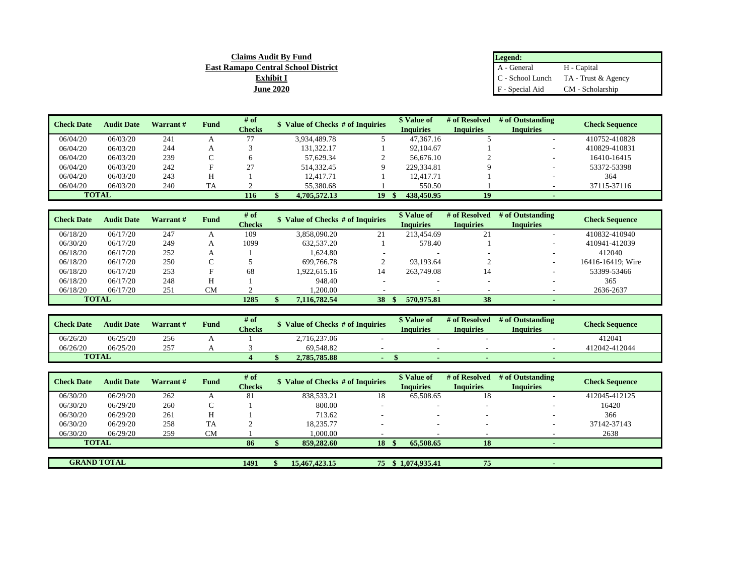**Claims Audit By Fund**
**East Ramapo Central School District**
**Exhibit I**
**June 2020**

| Legend: | |
|---|---|
| A - General | H - Capital |
| C - School Lunch | TA - Trust & Agency |
| F - Special Aid | CM - Scholarship |

| Check Date | Audit Date | Warrant # | Fund | # of Checks | $ Value of Checks | # of Inquiries | $ Value of Inquiries | # of Resolved Inquiries | # of Outstanding Inquiries | Check Sequence |
|---|---|---|---|---|---|---|---|---|---|---|
| 06/04/20 | 06/03/20 | 241 | A | 77 | 3,934,489.78 | 5 | 47,367.16 | 5 | - | 410752-410828 |
| 06/04/20 | 06/03/20 | 244 | A | 3 | 131,322.17 | 1 | 92,104.67 | 1 | - | 410829-410831 |
| 06/04/20 | 06/03/20 | 239 | C | 6 | 57,629.34 | 2 | 56,676.10 | 2 | - | 16410-16415 |
| 06/04/20 | 06/03/20 | 242 | F | 27 | 514,332.45 | 9 | 229,334.81 | 9 | - | 53372-53398 |
| 06/04/20 | 06/03/20 | 243 | H | 1 | 12,417.71 | 1 | 12,417.71 | 1 | - | 364 |
| 06/04/20 | 06/03/20 | 240 | TA | 2 | 55,380.68 | 1 | 550.50 | 1 | - | 37115-37116 |
| **TOTAL** | | | | **116** | **$ 4,705,572.13** | **19** | **$ 438,450.95** | **19** | **-** | |

| Check Date | Audit Date | Warrant # | Fund | # of Checks | $ Value of Checks | # of Inquiries | $ Value of Inquiries | # of Resolved Inquiries | # of Outstanding Inquiries | Check Sequence |
|---|---|---|---|---|---|---|---|---|---|---|
| 06/18/20 | 06/17/20 | 247 | A | 109 | 3,858,090.20 | 21 | 213,454.69 | 21 | - | 410832-410940 |
| 06/30/20 | 06/17/20 | 249 | A | 1099 | 632,537.20 | 1 | 578.40 | 1 | - | 410941-412039 |
| 06/18/20 | 06/17/20 | 252 | A | 1 | 1,624.80 | - | - | - | - | 412040 |
| 06/18/20 | 06/17/20 | 250 | C | 5 | 699,766.78 | 2 | 93,193.64 | 2 | - | 16416-16419; Wire |
| 06/18/20 | 06/17/20 | 253 | F | 68 | 1,922,615.16 | 14 | 263,749.08 | 14 | - | 53399-53466 |
| 06/18/20 | 06/17/20 | 248 | H | 1 | 948.40 | - | - | - | - | 365 |
| 06/18/20 | 06/17/20 | 251 | CM | 2 | 1,200.00 | - | - | - | - | 2636-2637 |
| **TOTAL** | | | | **1285** | **$ 7,116,782.54** | **38** | **$ 570,975.81** | **38** | **-** | |

| Check Date | Audit Date | Warrant # | Fund | # of Checks | $ Value of Checks | # of Inquiries | $ Value of Inquiries | # of Resolved Inquiries | # of Outstanding Inquiries | Check Sequence |
|---|---|---|---|---|---|---|---|---|---|---|
| 06/26/20 | 06/25/20 | 256 | A | 1 | 2,716,237.06 | - | - | - | - | 412041 |
| 06/26/20 | 06/25/20 | 257 | A | 3 | 69,548.82 | - | - | - | - | 412042-412044 |
| **TOTAL** | | | | **4** | **$ 2,785,785.88** | **-** | **$ -** | **-** | **-** | |

| Check Date | Audit Date | Warrant # | Fund | # of Checks | $ Value of Checks | # of Inquiries | $ Value of Inquiries | # of Resolved Inquiries | # of Outstanding Inquiries | Check Sequence |
|---|---|---|---|---|---|---|---|---|---|---|
| 06/30/20 | 06/29/20 | 262 | A | 81 | 838,533.21 | 18 | 65,508.65 | 18 | - | 412045-412125 |
| 06/30/20 | 06/29/20 | 260 | C | 1 | 800.00 | - | - | - | - | 16420 |
| 06/30/20 | 06/29/20 | 261 | H | 1 | 713.62 | - | - | - | - | 366 |
| 06/30/20 | 06/29/20 | 258 | TA | 2 | 18,235.77 | - | - | - | - | 37142-37143 |
| 06/30/20 | 06/29/20 | 259 | CM | 1 | 1,000.00 | - | - | - | - | 2638 |
| **TOTAL** | | | | **86** | **$ 859,282.60** | **18** | **$ 65,508.65** | **18** | **-** | |

| | | | | # of Checks | $ Value of Checks | # of Inquiries | $ Value of Inquiries | # of Resolved Inquiries | # of Outstanding Inquiries | |
|---|---|---|---|---|---|---|---|---|---|---|
| **GRAND TOTAL** | | | | **1491** | **$ 15,467,423.15** | **75** | **$ 1,074,935.41** | **75** | **-** | |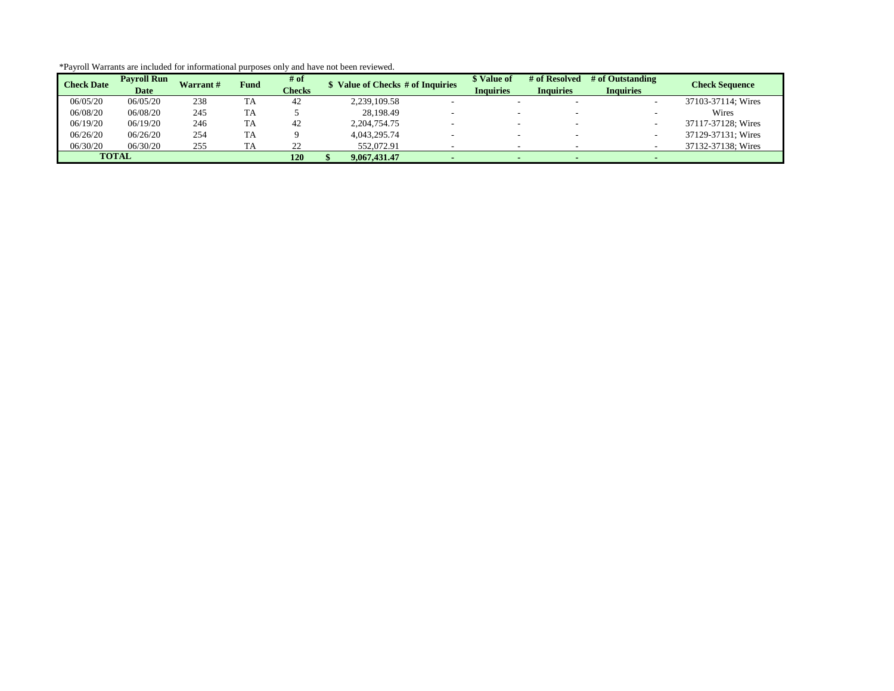*Payroll Warrants are included for informational purposes only and have not been reviewed.

| Check Date | Payroll Run Date | Warrant # | Fund | # of Checks | $ Value of Checks | # of Inquiries | $ Value of Inquiries | # of Resolved Inquiries | # of Outstanding Inquiries | Check Sequence |
|---|---|---|---|---|---|---|---|---|---|---|
| 06/05/20 | 06/05/20 | 238 | TA | 42 | 2,239,109.58 | - | - | - | - | 37103-37114; Wires |
| 06/08/20 | 06/08/20 | 245 | TA | 5 | 28,198.49 | - | - | - | - | Wires |
| 06/19/20 | 06/19/20 | 246 | TA | 42 | 2,204,754.75 | - | - | - | - | 37117-37128; Wires |
| 06/26/20 | 06/26/20 | 254 | TA | 9 | 4,043,295.74 | - | - | - | - | 37129-37131; Wires |
| 06/30/20 | 06/30/20 | 255 | TA | 22 | 552,072.91 | - | - | - | - | 37132-37138; Wires |
| **TOTAL** | | | | **120** | **$ 9,067,431.47** | **-** | **-** | **-** | **-** | |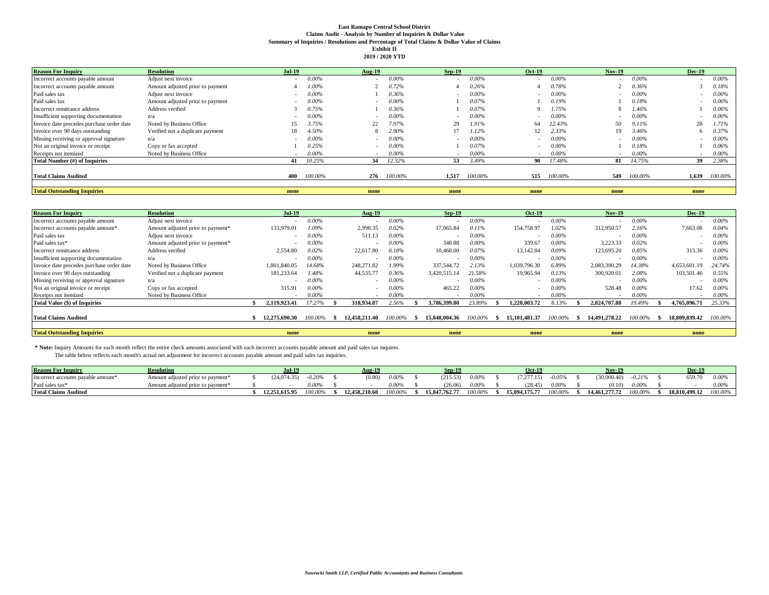**East Ramapo Central School District**
**Claims Audit - Analysis by Number of Inquiries & Dollar Value**
**Summary of Inquiries / Resolutions and Percentage of Total Claims & Dollar Value of Claims**
**Exhibit II**
**2019 / 2020 YTD**

| Reason For Inquiry | Resolution | Jul-19 | | Aug-19 | | Sep-19 | | Oct-19 | | Nov-19 | | Dec-19 | |
|---|---|---|---|---|---|---|---|---|---|---|---|---|---|
| Incorrect accounts payable amount | Adjust next invoice | - | 0.00% | - | 0.00% | - | 0.00% | - | 0.00% | - | 0.00% | - | 0.00% |
| Incorrect accounts payable amount | Amount adjusted prior to payment | 4 | 1.00% | 2 | 0.72% | 4 | 0.26% | 4 | 0.78% | 2 | 0.36% | 3 | 0.18% |
| Paid sales tax | Adjust next invoice | - | 0.00% | 1 | 0.36% | - | 0.00% | - | 0.00% | - | 0.00% | - | 0.00% |
| Paid sales tax | Amount adjusted prior to payment | - | 0.00% | - | 0.00% | 1 | 0.07% | 1 | 0.19% | 1 | 0.18% | - | 0.00% |
| Incorrect remittance address | Address verified | 3 | 0.75% | 1 | 0.36% | 1 | 0.07% | 9 | 1.75% | 8 | 1.46% | 1 | 0.06% |
| Insufficient supporting documentation | n/a | - | 0.00% | - | 0.00% | - | 0.00% | - | 0.00% | - | 0.00% | - | 0.00% |
| Invoice date precedes purchase order date | Noted by Business Office | 15 | 3.75% | 22 | 7.97% | 29 | 1.91% | 64 | 12.43% | 50 | 9.11% | 28 | 1.71% |
| Invoice over 90 days outstanding | Verified not a duplicate payment | 18 | 4.50% | 8 | 2.90% | 17 | 1.12% | 12 | 2.33% | 19 | 3.46% | 6 | 0.37% |
| Missing receiving or approval signature | n/a | - | 0.00% | - | 0.00% | - | 0.00% | - | 0.00% | - | 0.00% | - | 0.00% |
| Not an original invoice or receipt | Copy or fax accepted | 1 | 0.25% | - | 0.00% | 1 | 0.07% | - | 0.00% | 1 | 0.18% | 1 | 0.06% |
| Receipts not itemized | Noted by Business Office | - | 0.00% | - | 0.00% | - | 0.00% | - | 0.00% | - | 0.00% | - | 0.00% |
| **Total Number (#) of Inquiries** | | **41** | 10.25% | **34** | 12.32% | **53** | 3.49% | **90** | 17.48% | **81** | 14.75% | **39** | 2.38% |
| **Total Claims Audited** | | **400** | 100.00% | **276** | 100.00% | **1,517** | 100.00% | **515** | 100.00% | **549** | 100.00% | **1,639** | 100.00% |
| **Total Outstanding Inquiries** | | **none** | | **none** | | **none** | | **none** | | **none** | | **none** | |

| Reason For Inquiry | Resolution | Jul-19 | | Aug-19 | | Sep-19 | | Oct-19 | | Nov-19 | | Dec-19 | |
|---|---|---|---|---|---|---|---|---|---|---|---|---|---|
| Incorrect accounts payable amount | Adjust next invoice | - | 0.00% | - | 0.00% | - | 0.00% | - | 0.00% | - | 0.00% | - | 0.00% |
| Incorrect accounts payable amount* | Amount adjusted prior to payment* | 133,979.01 | 1.09% | 2,998.35 | 0.02% | 17,065.84 | 0.11% | 154,758.97 | 1.02% | 312,950.57 | 2.16% | 7,663.08 | 0.04% |
| Paid sales tax | Adjust next invoice | - | 0.00% | 511.13 | 0.00% | - | 0.00% | - | 0.00% | - | 0.00% | - | 0.00% |
| Paid sales tax* | Amount adjusted prior to payment* | - | 0.00% | - | 0.00% | 340.88 | 0.00% | 339.67 | 0.00% | 3,223.33 | 0.02% | - | 0.00% |
| Incorrect remittance address | Address verified | 2,554.80 | 0.02% | 22,617.80 | 0.18% | 10,468.00 | 0.07% | 13,142.84 | 0.09% | 123,695.20 | 0.85% | 313.36 | 0.00% |
| Insufficient supporting documentation | n/a | - | 0.00% | - | 0.00% | - | 0.00% | - | 0.00% | - | 0.00% | - | 0.00% |
| Invoice date precedes purchase order date | Noted by Business Office | 1,801,840.05 | 14.68% | 248,271.82 | 1.99% | 337,544.72 | 2.13% | 1,039,796.30 | 6.89% | 2,083,390.29 | 14.38% | 4,653,601.19 | 24.74% |
| Invoice over 90 days outstanding | Verified not a duplicate payment | 181,233.64 | 1.48% | 44,535.77 | 0.36% | 3,420,515.14 | 21.58% | 19,965.94 | 0.13% | 300,920.01 | 2.08% | 103,501.46 | 0.55% |
| Missing receiving or approval signature | n/a | - | 0.00% | - | 0.00% | - | 0.00% | - | 0.00% | - | 0.00% | - | 0.00% |
| Not an original invoice or receipt | Copy or fax accepted | 315.91 | 0.00% | - | 0.00% | 465.22 | 0.00% | - | 0.00% | 528.48 | 0.00% | 17.62 | 0.00% |
| Receipts not itemized | Noted by Business Office | - | 0.00% | - | 0.00% | - | 0.00% | - | 0.00% | - | 0.00% | - | 0.00% |
| **Total Value ($) of Inquiries** | | **$ 2,119,923.41** | 17.27% | **$ 318,934.87** | 2.56% | **$ 3,786,399.80** | 23.89% | **$ 1,228,003.72** | 8.13% | **$ 2,824,707.88** | 19.49% | **$ 4,765,096.71** | 25.33% |
| **Total Claims Audited** | | **$ 12,275,690.30** | 100.00% | **$ 12,458,211.40** | 100.00% | **$ 15,848,004.36** | 100.00% | **$ 15,101,481.37** | 100.00% | **$ 14,491,278.22** | 100.00% | **$ 18,809,839.42** | 100.00% |
| **Total Outstanding Inquiries** | | **none** | | **none** | | **none** | | **none** | | **none** | | **none** | |

**\* Note:** Inquiry Amounts for each month reflect the entire check amounts associated with each incorrect accounts payable amount and paid sales tax inquires.
The table below reflects each month's actual net adjustment for incorrect accounts payable amount and paid sales tax inquiries.

| Reason For Inquiry | Resolution | Jul-19 | | Aug-19 | | Sep-19 | | Oct-19 | | Nov-19 | | Dec-19 | |
|---|---|---|---|---|---|---|---|---|---|---|---|---|---|
| Incorrect accounts payable amount* | Amount adjusted prior to payment* | $ (24,074.35) | -0.20% | $ (0.80) | 0.00% | $ (215.53) | 0.00% | $ (7,277.15) | -0.05% | $ (30,000.40) | -0.21% | $ 659.70 | 0.00% |
| Paid sales tax* | Amount adjusted prior to payment* | $ - | 0.00% | $ - | 0.00% | $ (26.06) | 0.00% | $ (28.45) | 0.00% | $ (0.10) | 0.00% | $ - | 0.00% |
| **Total Claims Audited** | | **$ 12,251,615.95** | 100.00% | **$ 12,458,210.60** | 100.00% | **$ 15,847,762.77** | 100.00% | **$ 15,094,175.77** | 100.00% | **$ 14,461,277.72** | 100.00% | **$ 18,810,499.12** | 100.00% |

*Nawrocki Smith LLP, Certified Public Accountants and Business Consultants*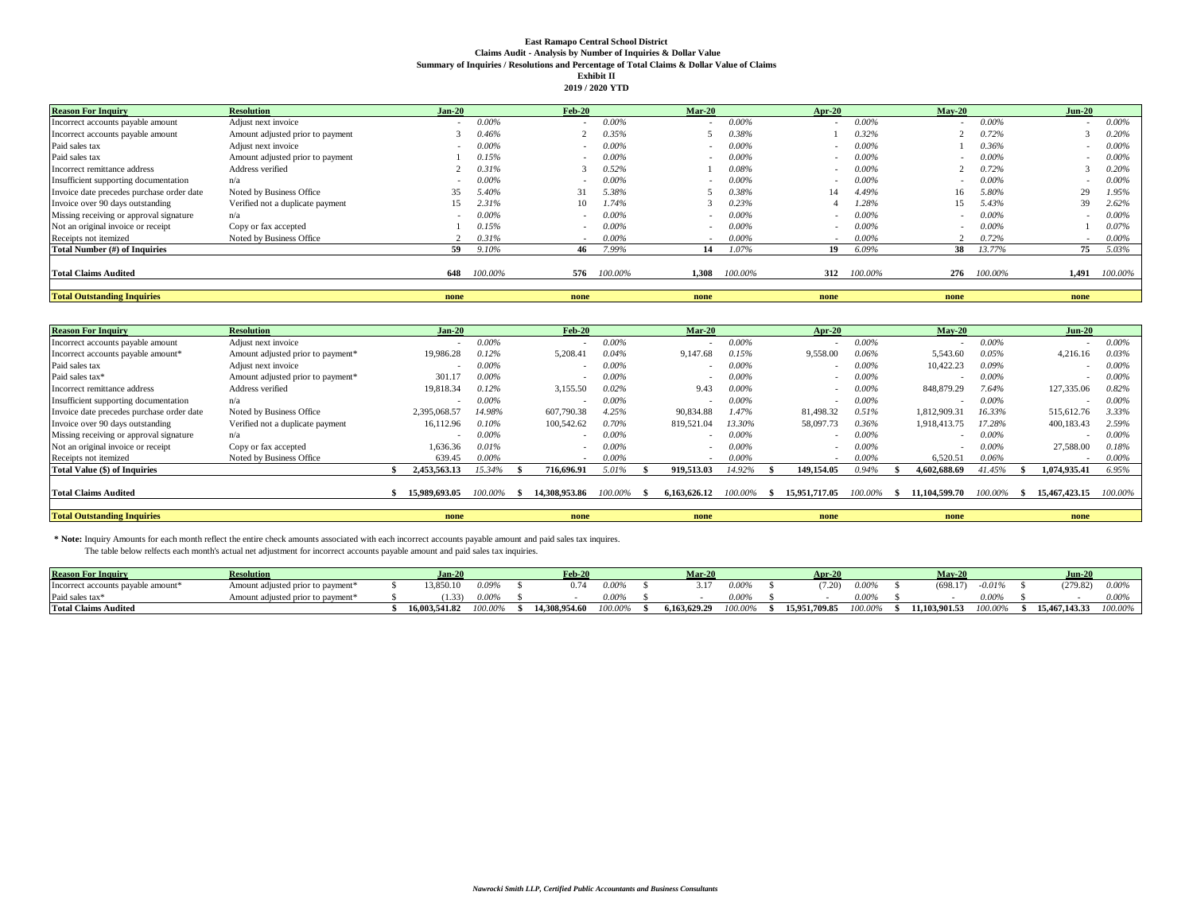**East Ramapo Central School District**
**Claims Audit - Analysis by Number of Inquiries & Dollar Value**
**Summary of Inquiries / Resolutions and Percentage of Total Claims & Dollar Value of Claims**
**Exhibit II**
**2019 / 2020 YTD**

| Reason For Inquiry | Resolution | Jan-20 | | Feb-20 | | Mar-20 | | Apr-20 | | May-20 | | Jun-20 | |
|---|---|---|---|---|---|---|---|---|---|---|---|---|---|
| Incorrect accounts payable amount | Adjust next invoice | - | 0.00% | - | 0.00% | - | 0.00% | - | 0.00% | - | 0.00% | - | 0.00% |
| Incorrect accounts payable amount | Amount adjusted prior to payment | 3 | 0.46% | 2 | 0.35% | 5 | 0.38% | 1 | 0.32% | 2 | 0.72% | 3 | 0.20% |
| Paid sales tax | Adjust next invoice | - | 0.00% | - | 0.00% | - | 0.00% | - | 0.00% | 1 | 0.36% | - | 0.00% |
| Paid sales tax | Amount adjusted prior to payment | 1 | 0.15% | - | 0.00% | - | 0.00% | - | 0.00% | - | 0.00% | - | 0.00% |
| Incorrect remittance address | Address verified | 2 | 0.31% | 3 | 0.52% | 1 | 0.08% | - | 0.00% | 2 | 0.72% | 3 | 0.20% |
| Insufficient supporting documentation | n/a | - | 0.00% | - | 0.00% | - | 0.00% | - | 0.00% | - | 0.00% | - | 0.00% |
| Invoice date precedes purchase order date | Noted by Business Office | 35 | 5.40% | 31 | 5.38% | 5 | 0.38% | 14 | 4.49% | 16 | 5.80% | 29 | 1.95% |
| Invoice over 90 days outstanding | Verified not a duplicate payment | 15 | 2.31% | 10 | 1.74% | 3 | 0.23% | 4 | 1.28% | 15 | 5.43% | 39 | 2.62% |
| Missing receiving or approval signature | n/a | - | 0.00% | - | 0.00% | - | 0.00% | - | 0.00% | - | 0.00% | - | 0.00% |
| Not an original invoice or receipt | Copy or fax accepted | 1 | 0.15% | - | 0.00% | - | 0.00% | - | 0.00% | - | 0.00% | 1 | 0.07% |
| Receipts not itemized | Noted by Business Office | 2 | 0.31% | - | 0.00% | - | 0.00% | - | 0.00% | 2 | 0.72% | - | 0.00% |
| **Total Number (#) of Inquiries** | | **59** | 9.10% | **46** | 7.99% | **14** | 1.07% | **19** | 6.09% | **38** | 13.77% | **75** | 5.03% |
| **Total Claims Audited** | | **648** | 100.00% | **576** | 100.00% | **1,308** | 100.00% | **312** | 100.00% | **276** | 100.00% | **1,491** | 100.00% |
| **Total Outstanding Inquiries** | | **none** | | **none** | | **none** | | **none** | | **none** | | **none** | |

| Reason For Inquiry | Resolution | Jan-20 | | Feb-20 | | Mar-20 | | Apr-20 | | May-20 | | Jun-20 | |
|---|---|---|---|---|---|---|---|---|---|---|---|---|---|
| Incorrect accounts payable amount | Adjust next invoice | - | 0.00% | - | 0.00% | - | 0.00% | - | 0.00% | - | 0.00% | - | 0.00% |
| Incorrect accounts payable amount* | Amount adjusted prior to payment* | 19,986.28 | 0.12% | 5,208.41 | 0.04% | 9,147.68 | 0.15% | 9,558.00 | 0.06% | 5,543.60 | 0.05% | 4,216.16 | 0.03% |
| Paid sales tax | Adjust next invoice | - | 0.00% | - | 0.00% | - | 0.00% | - | 0.00% | 10,422.23 | 0.09% | - | 0.00% |
| Paid sales tax* | Amount adjusted prior to payment* | 301.17 | 0.00% | - | 0.00% | - | 0.00% | - | 0.00% | - | 0.00% | - | 0.00% |
| Incorrect remittance address | Address verified | 19,818.34 | 0.12% | 3,155.50 | 0.02% | 9.43 | 0.00% | - | 0.00% | 848,879.29 | 7.64% | 127,335.06 | 0.82% |
| Insufficient supporting documentation | n/a | - | 0.00% | - | 0.00% | - | 0.00% | - | 0.00% | - | 0.00% | - | 0.00% |
| Invoice date precedes purchase order date | Noted by Business Office | 2,395,068.57 | 14.98% | 607,790.38 | 4.25% | 90,834.88 | 1.47% | 81,498.32 | 0.51% | 1,812,909.31 | 16.33% | 515,612.76 | 3.33% |
| Invoice over 90 days outstanding | Verified not a duplicate payment | 16,112.96 | 0.10% | 100,542.62 | 0.70% | 819,521.04 | 13.30% | 58,097.73 | 0.36% | 1,918,413.75 | 17.28% | 400,183.43 | 2.59% |
| Missing receiving or approval signature | n/a | - | 0.00% | - | 0.00% | - | 0.00% | - | 0.00% | - | 0.00% | - | 0.00% |
| Not an original invoice or receipt | Copy or fax accepted | 1,636.36 | 0.01% | - | 0.00% | - | 0.00% | - | 0.00% | - | 0.00% | 27,588.00 | 0.18% |
| Receipts not itemized | Noted by Business Office | 639.45 | 0.00% | - | 0.00% | - | 0.00% | - | 0.00% | 6,520.51 | 0.06% | - | 0.00% |
| **Total Value ($) of Inquiries** | | **$ 2,453,563.13** | 15.34% | **$ 716,696.91** | 5.01% | **$ 919,513.03** | 14.92% | **$ 149,154.05** | 0.94% | **$ 4,602,688.69** | 41.45% | **$ 1,074,935.41** | 6.95% |
| **Total Claims Audited** | | **$ 15,989,693.05** | 100.00% | **$ 14,308,953.86** | 100.00% | **$ 6,163,626.12** | 100.00% | **$ 15,951,717.05** | 100.00% | **$ 11,104,599.70** | 100.00% | **$ 15,467,423.15** | 100.00% |
| **Total Outstanding Inquiries** | | **none** | | **none** | | **none** | | **none** | | **none** | | **none** | |

**\* Note:** Inquiry Amounts for each month reflect the entire check amounts associated with each incorrect accounts payable amount and paid sales tax inquires.
The table below relfects each month's actual net adjustment for incorrect accounts payable amount and paid sales tax inquiries.

| Reason For Inquiry | Resolution | Jan-20 | | Feb-20 | | Mar-20 | | Apr-20 | | May-20 | | Jun-20 | |
|---|---|---|---|---|---|---|---|---|---|---|---|---|---|
| Incorrect accounts payable amount* | Amount adjusted prior to payment* | $ 13,850.10 | 0.09% | $ 0.74 | 0.00% | $ 3.17 | 0.00% | $ (7.20) | 0.00% | $ (698.17) | -0.01% | $ (279.82) | 0.00% |
| Paid sales tax* | Amount adjusted prior to payment* | $ (1.33) | 0.00% | $ - | 0.00% | $ - | 0.00% | $ - | 0.00% | $ - | 0.00% | $ - | 0.00% |
| **Total Claims Audited** | | **$ 16,003,541.82** | 100.00% | **$ 14,308,954.60** | 100.00% | **$ 6,163,629.29** | 100.00% | **$ 15,951,709.85** | 100.00% | **$ 11,103,901.53** | 100.00% | **$ 15,467,143.33** | 100.00% |

*Nawrocki Smith LLP, Certified Public Accountants and Business Consultants*